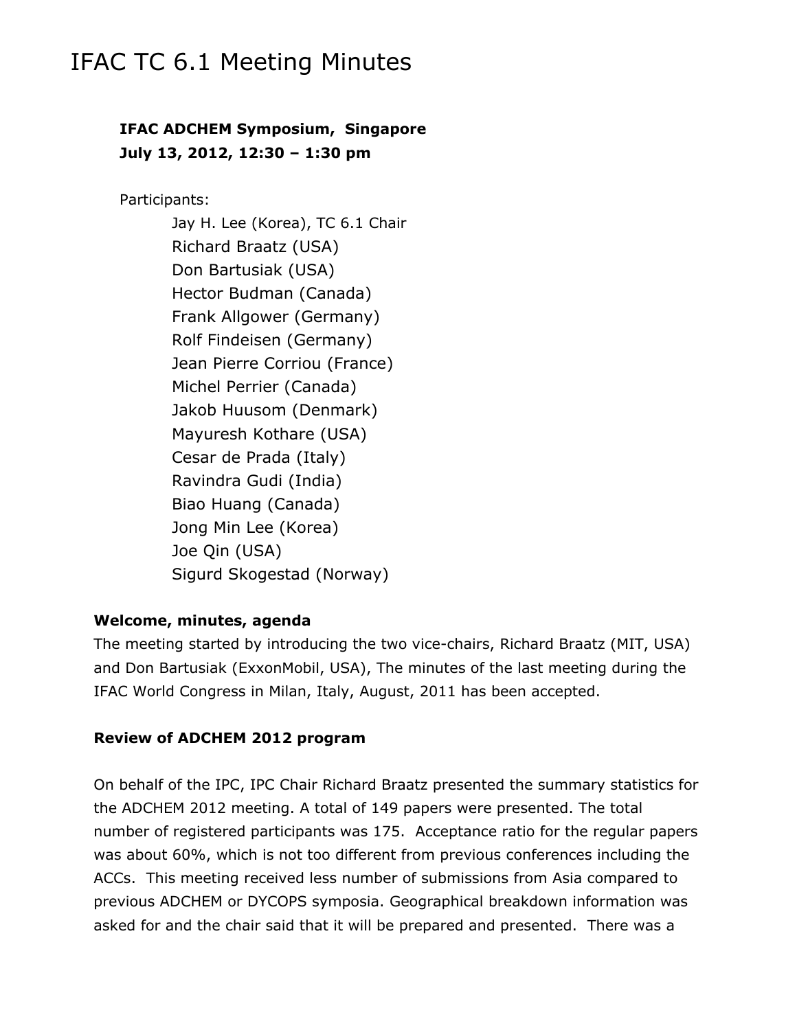# IFAC TC 6.1 Meeting Minutes

**IFAC ADCHEM Symposium, Singapore**
**July 13, 2012, 12:30 – 1:30 pm**

Participants:

- Jay H. Lee (Korea), TC 6.1 Chair
- Richard Braatz (USA)
- Don Bartusiak (USA)
- Hector Budman (Canada)
- Frank Allgower (Germany)
- Rolf Findeisen (Germany)
- Jean Pierre Corriou (France)
- Michel Perrier (Canada)
- Jakob Huusom (Denmark)
- Mayuresh Kothare (USA)
- Cesar de Prada (Italy)
- Ravindra Gudi (India)
- Biao Huang (Canada)
- Jong Min Lee (Korea)
- Joe Qin (USA)
- Sigurd Skogestad (Norway)

### Welcome, minutes, agenda

The meeting started by introducing the two vice-chairs, Richard Braatz (MIT, USA) and Don Bartusiak (ExxonMobil, USA), The minutes of the last meeting during the IFAC World Congress in Milan, Italy, August, 2011 has been accepted.

### Review of ADCHEM 2012 program

On behalf of the IPC, IPC Chair Richard Braatz presented the summary statistics for the ADCHEM 2012 meeting. A total of 149 papers were presented. The total number of registered participants was 175. Acceptance ratio for the regular papers was about 60%, which is not too different from previous conferences including the ACCs. This meeting received less number of submissions from Asia compared to previous ADCHEM or DYCOPS symposia. Geographical breakdown information was asked for and the chair said that it will be prepared and presented. There was a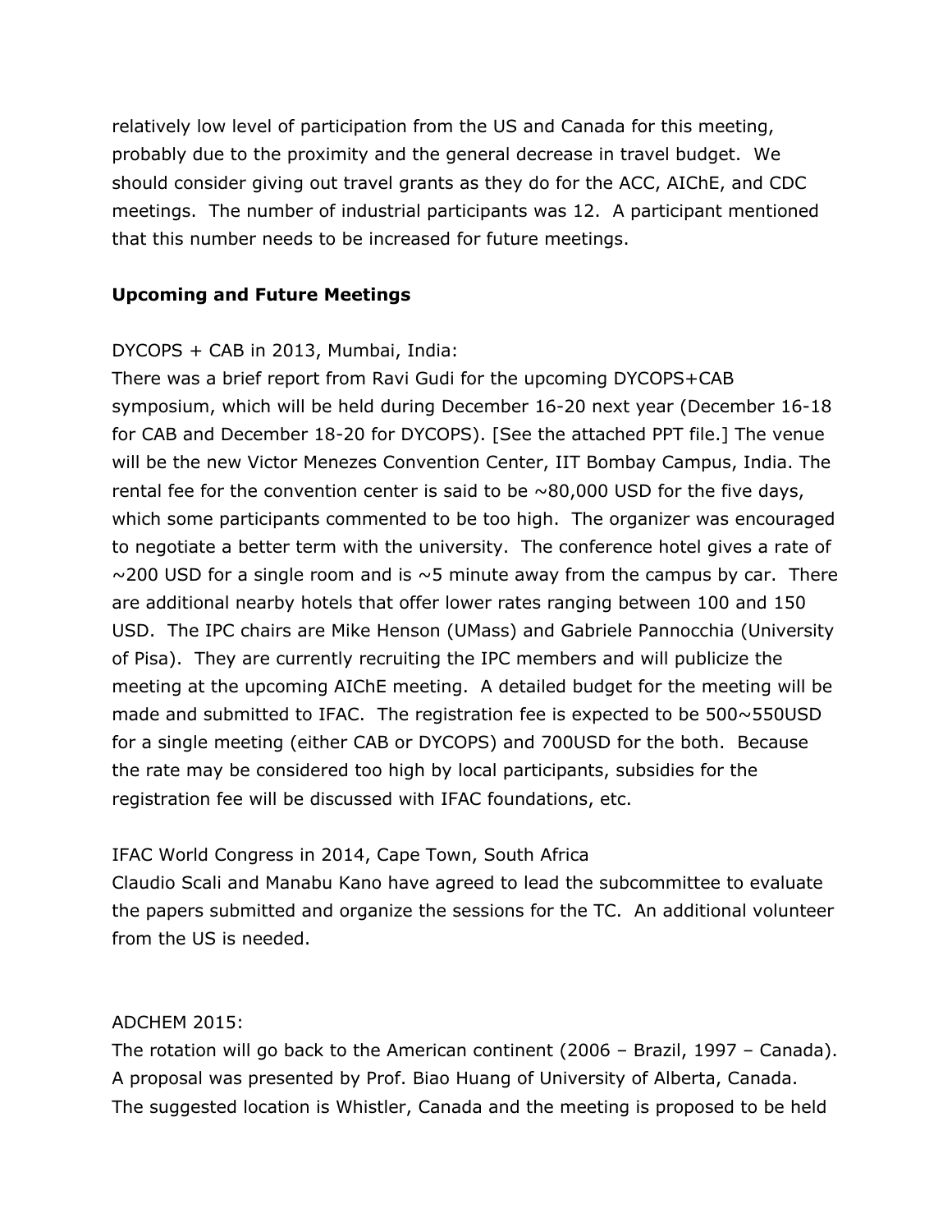relatively low level of participation from the US and Canada for this meeting, probably due to the proximity and the general decrease in travel budget. We should consider giving out travel grants as they do for the ACC, AIChE, and CDC meetings. The number of industrial participants was 12. A participant mentioned that this number needs to be increased for future meetings.

**Upcoming and Future Meetings**

DYCOPS + CAB in 2013, Mumbai, India:
There was a brief report from Ravi Gudi for the upcoming DYCOPS+CAB symposium, which will be held during December 16-20 next year (December 16-18 for CAB and December 18-20 for DYCOPS). [See the attached PPT file.] The venue will be the new Victor Menezes Convention Center, IIT Bombay Campus, India. The rental fee for the convention center is said to be ~80,000 USD for the five days, which some participants commented to be too high. The organizer was encouraged to negotiate a better term with the university. The conference hotel gives a rate of ~200 USD for a single room and is ~5 minute away from the campus by car. There are additional nearby hotels that offer lower rates ranging between 100 and 150 USD. The IPC chairs are Mike Henson (UMass) and Gabriele Pannocchia (University of Pisa). They are currently recruiting the IPC members and will publicize the meeting at the upcoming AIChE meeting. A detailed budget for the meeting will be made and submitted to IFAC. The registration fee is expected to be 500~550USD for a single meeting (either CAB or DYCOPS) and 700USD for the both. Because the rate may be considered too high by local participants, subsidies for the registration fee will be discussed with IFAC foundations, etc.

IFAC World Congress in 2014, Cape Town, South Africa
Claudio Scali and Manabu Kano have agreed to lead the subcommittee to evaluate the papers submitted and organize the sessions for the TC. An additional volunteer from the US is needed.

ADCHEM 2015:
The rotation will go back to the American continent (2006 – Brazil, 1997 – Canada). A proposal was presented by Prof. Biao Huang of University of Alberta, Canada. The suggested location is Whistler, Canada and the meeting is proposed to be held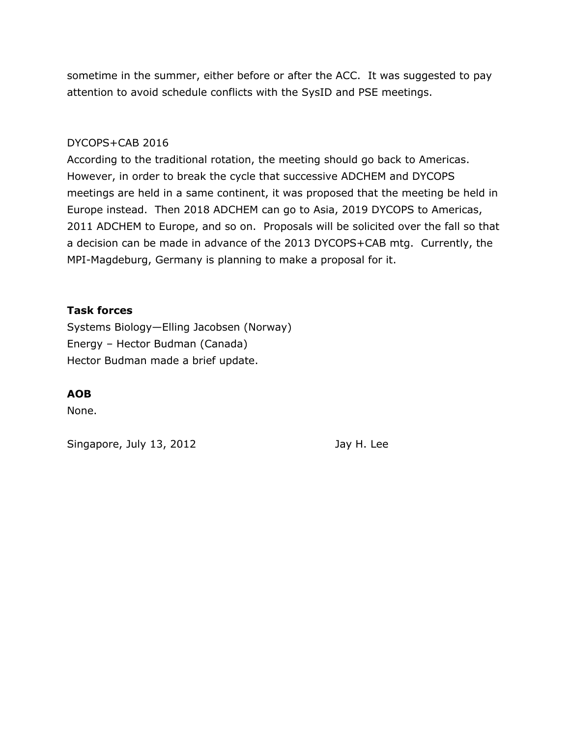sometime in the summer, either before or after the ACC. It was suggested to pay attention to avoid schedule conflicts with the SysID and PSE meetings.

DYCOPS+CAB 2016

According to the traditional rotation, the meeting should go back to Americas. However, in order to break the cycle that successive ADCHEM and DYCOPS meetings are held in a same continent, it was proposed that the meeting be held in Europe instead. Then 2018 ADCHEM can go to Asia, 2019 DYCOPS to Americas, 2011 ADCHEM to Europe, and so on. Proposals will be solicited over the fall so that a decision can be made in advance of the 2013 DYCOPS+CAB mtg. Currently, the MPI-Magdeburg, Germany is planning to make a proposal for it.

**Task forces**

Systems Biology—Elling Jacobsen (Norway)
Energy – Hector Budman (Canada)
Hector Budman made a brief update.

**AOB**

None.

Singapore, July 13, 2012 Jay H. Lee